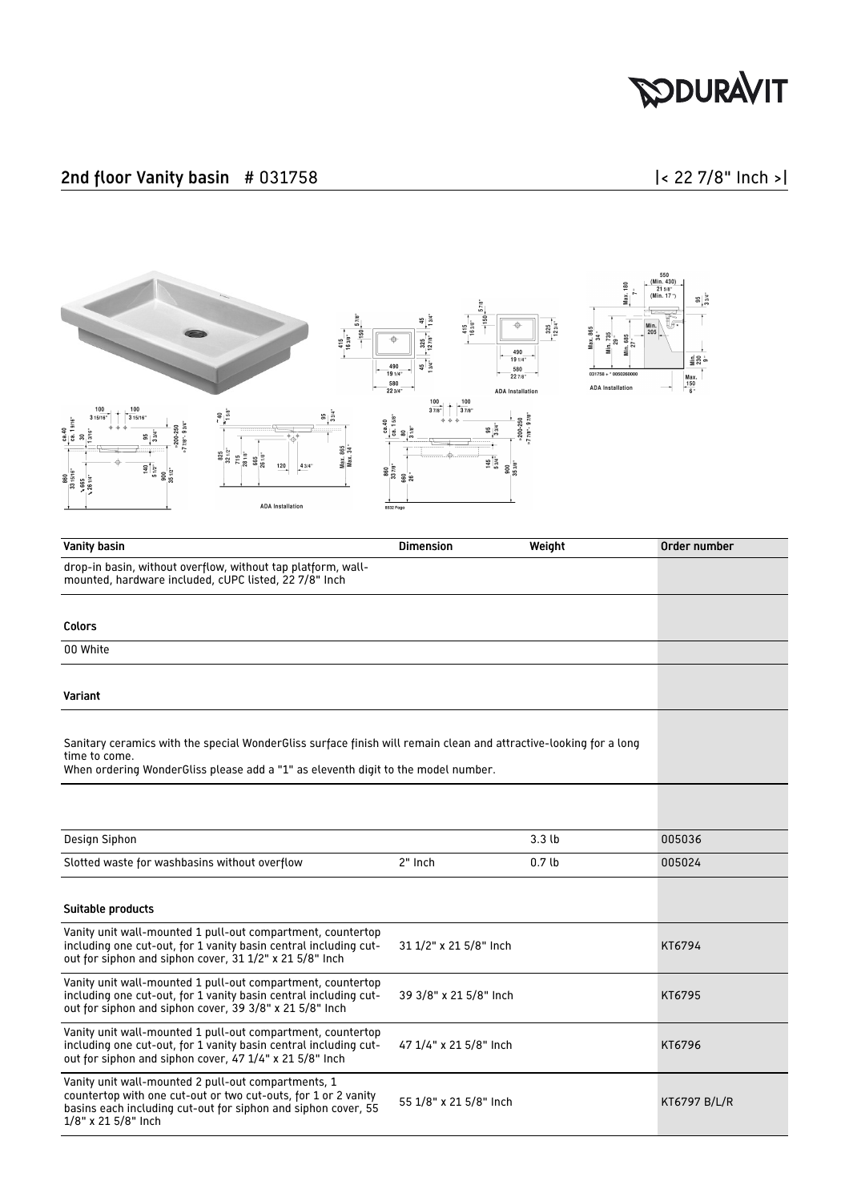# DURAVIT

## 2nd floor Vanity basin # 031758

|< 22 7/8" Inch >|

| Vanity basin | Dimension | Weight | Order number |
|---|---|---|---|
| drop-in basin, without overflow, without tap platform, wall-mounted, hardware included, cUPC listed, 22 7/8" Inch | | | |
| **Colors** | | | |
| 00 White | | | |
| **Variant** | | | |
| Sanitary ceramics with the special WonderGliss surface finish will remain clean and attractive-looking for a long time to come.<br>When ordering WonderGliss please add a "1" as eleventh digit to the model number. | | | |
| Design Siphon | | 3.3 lb | 005036 |
| Slotted waste for washbasins without overflow | 2" Inch | 0.7 lb | 005024 |
| **Suitable products** | | | |
| Vanity unit wall-mounted 1 pull-out compartment, countertop including one cut-out, for 1 vanity basin central including cut-out for siphon and siphon cover, 31 1/2" x 21 5/8" Inch | 31 1/2" x 21 5/8" Inch | | KT6794 |
| Vanity unit wall-mounted 1 pull-out compartment, countertop including one cut-out, for 1 vanity basin central including cut-out for siphon and siphon cover, 39 3/8" x 21 5/8" Inch | 39 3/8" x 21 5/8" Inch | | KT6795 |
| Vanity unit wall-mounted 1 pull-out compartment, countertop including one cut-out, for 1 vanity basin central including cut-out for siphon and siphon cover, 47 1/4" x 21 5/8" Inch | 47 1/4" x 21 5/8" Inch | | KT6796 |
| Vanity unit wall-mounted 2 pull-out compartments, 1 countertop with one cut-out or two cut-outs, for 1 or 2 vanity basins each including cut-out for siphon and siphon cover, 55 1/8" x 21 5/8" Inch | 55 1/8" x 21 5/8" Inch | | KT6797 B/L/R |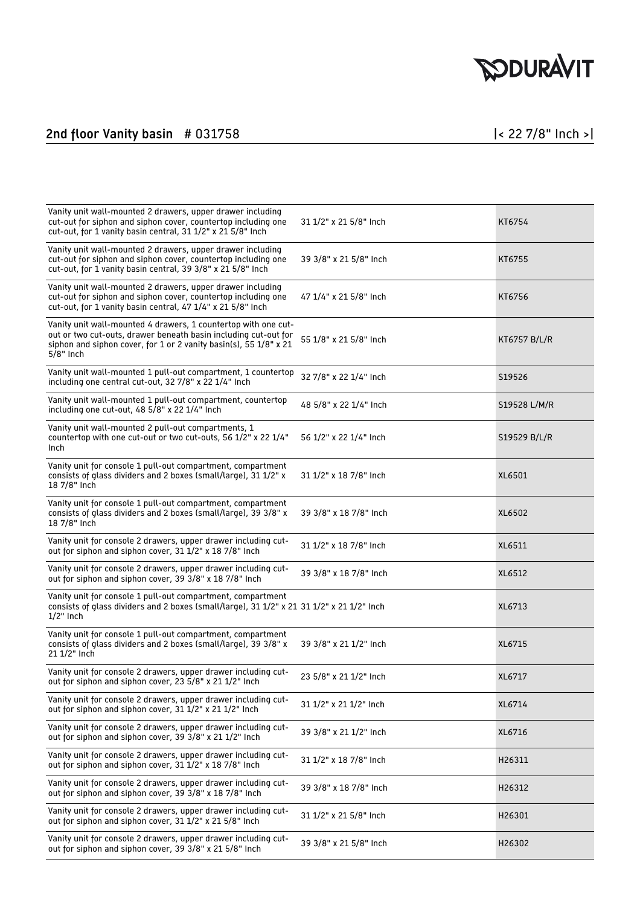## 2nd floor Vanity basin # 031758

|< 22 7/8" Inch >|

| Description | Dimensions | Article |
|---|---|---|
| Vanity unit wall-mounted 2 drawers, upper drawer including cut-out for siphon and siphon cover, countertop including one cut-out, for 1 vanity basin central, 31 1/2" x 21 5/8" Inch | 31 1/2" x 21 5/8" Inch | KT6754 |
| Vanity unit wall-mounted 2 drawers, upper drawer including cut-out for siphon and siphon cover, countertop including one cut-out, for 1 vanity basin central, 39 3/8" x 21 5/8" Inch | 39 3/8" x 21 5/8" Inch | KT6755 |
| Vanity unit wall-mounted 2 drawers, upper drawer including cut-out for siphon and siphon cover, countertop including one cut-out, for 1 vanity basin central, 47 1/4" x 21 5/8" Inch | 47 1/4" x 21 5/8" Inch | KT6756 |
| Vanity unit wall-mounted 4 drawers, 1 countertop with one cut-out or two cut-outs, drawer beneath basin including cut-out for siphon and siphon cover, for 1 or 2 vanity basin(s), 55 1/8" x 21 5/8" Inch | 55 1/8" x 21 5/8" Inch | KT6757 B/L/R |
| Vanity unit wall-mounted 1 pull-out compartment, 1 countertop including one central cut-out, 32 7/8" x 22 1/4" Inch | 32 7/8" x 22 1/4" Inch | S19526 |
| Vanity unit wall-mounted 1 pull-out compartment, countertop including one cut-out, 48 5/8" x 22 1/4" Inch | 48 5/8" x 22 1/4" Inch | S19528 L/M/R |
| Vanity unit wall-mounted 2 pull-out compartments, 1 countertop with one cut-out or two cut-outs, 56 1/2" x 22 1/4" Inch | 56 1/2" x 22 1/4" Inch | S19529 B/L/R |
| Vanity unit for console 1 pull-out compartment, compartment consists of glass dividers and 2 boxes (small/large), 31 1/2" x 18 7/8" Inch | 31 1/2" x 18 7/8" Inch | XL6501 |
| Vanity unit for console 1 pull-out compartment, compartment consists of glass dividers and 2 boxes (small/large), 39 3/8" x 18 7/8" Inch | 39 3/8" x 18 7/8" Inch | XL6502 |
| Vanity unit for console 2 drawers, upper drawer including cut-out for siphon and siphon cover, 31 1/2" x 18 7/8" Inch | 31 1/2" x 18 7/8" Inch | XL6511 |
| Vanity unit for console 2 drawers, upper drawer including cut-out for siphon and siphon cover, 39 3/8" x 18 7/8" Inch | 39 3/8" x 18 7/8" Inch | XL6512 |
| Vanity unit for console 1 pull-out compartment, compartment consists of glass dividers and 2 boxes (small/large), 31 1/2" x 21 1/2" Inch | 31 1/2" x 21 1/2" Inch | XL6713 |
| Vanity unit for console 1 pull-out compartment, compartment consists of glass dividers and 2 boxes (small/large), 39 3/8" x 21 1/2" Inch | 39 3/8" x 21 1/2" Inch | XL6715 |
| Vanity unit for console 2 drawers, upper drawer including cut-out for siphon and siphon cover, 23 5/8" x 21 1/2" Inch | 23 5/8" x 21 1/2" Inch | XL6717 |
| Vanity unit for console 2 drawers, upper drawer including cut-out for siphon and siphon cover, 31 1/2" x 21 1/2" Inch | 31 1/2" x 21 1/2" Inch | XL6714 |
| Vanity unit for console 2 drawers, upper drawer including cut-out for siphon and siphon cover, 39 3/8" x 21 1/2" Inch | 39 3/8" x 21 1/2" Inch | XL6716 |
| Vanity unit for console 2 drawers, upper drawer including cut-out for siphon and siphon cover, 31 1/2" x 18 7/8" Inch | 31 1/2" x 18 7/8" Inch | H26311 |
| Vanity unit for console 2 drawers, upper drawer including cut-out for siphon and siphon cover, 39 3/8" x 18 7/8" Inch | 39 3/8" x 18 7/8" Inch | H26312 |
| Vanity unit for console 2 drawers, upper drawer including cut-out for siphon and siphon cover, 31 1/2" x 21 5/8" Inch | 31 1/2" x 21 5/8" Inch | H26301 |
| Vanity unit for console 2 drawers, upper drawer including cut-out for siphon and siphon cover, 39 3/8" x 21 5/8" Inch | 39 3/8" x 21 5/8" Inch | H26302 |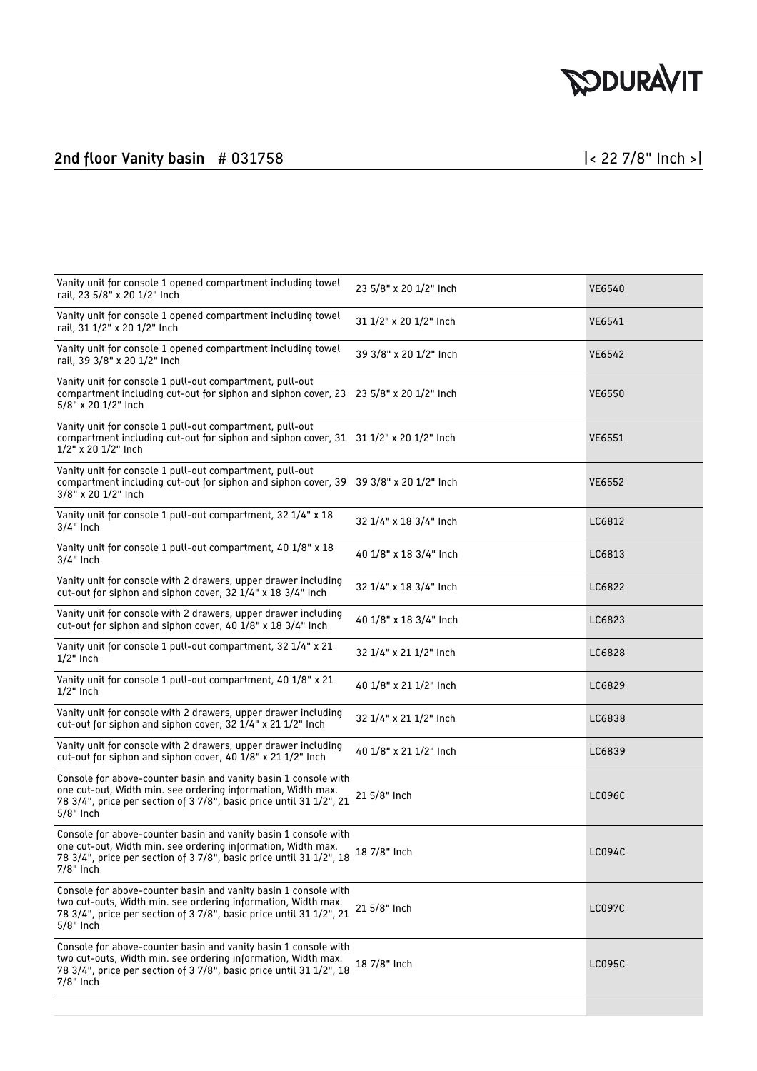## 2nd floor Vanity basin # 031758

|< 22 7/8" Inch >|

| | | |
|---|---|---|
| Vanity unit for console 1 opened compartment including towel rail, 23 5/8" x 20 1/2" Inch | 23 5/8" x 20 1/2" Inch | VE6540 |
| Vanity unit for console 1 opened compartment including towel rail, 31 1/2" x 20 1/2" Inch | 31 1/2" x 20 1/2" Inch | VE6541 |
| Vanity unit for console 1 opened compartment including towel rail, 39 3/8" x 20 1/2" Inch | 39 3/8" x 20 1/2" Inch | VE6542 |
| Vanity unit for console 1 pull-out compartment, pull-out compartment including cut-out for siphon and siphon cover, 23 5/8" x 20 1/2" Inch | 23 5/8" x 20 1/2" Inch | VE6550 |
| Vanity unit for console 1 pull-out compartment, pull-out compartment including cut-out for siphon and siphon cover, 31 1/2" x 20 1/2" Inch | 31 1/2" x 20 1/2" Inch | VE6551 |
| Vanity unit for console 1 pull-out compartment, pull-out compartment including cut-out for siphon and siphon cover, 39 3/8" x 20 1/2" Inch | 39 3/8" x 20 1/2" Inch | VE6552 |
| Vanity unit for console 1 pull-out compartment, 32 1/4" x 18 3/4" Inch | 32 1/4" x 18 3/4" Inch | LC6812 |
| Vanity unit for console 1 pull-out compartment, 40 1/8" x 18 3/4" Inch | 40 1/8" x 18 3/4" Inch | LC6813 |
| Vanity unit for console with 2 drawers, upper drawer including cut-out for siphon and siphon cover, 32 1/4" x 18 3/4" Inch | 32 1/4" x 18 3/4" Inch | LC6822 |
| Vanity unit for console with 2 drawers, upper drawer including cut-out for siphon and siphon cover, 40 1/8" x 18 3/4" Inch | 40 1/8" x 18 3/4" Inch | LC6823 |
| Vanity unit for console 1 pull-out compartment, 32 1/4" x 21 1/2" Inch | 32 1/4" x 21 1/2" Inch | LC6828 |
| Vanity unit for console 1 pull-out compartment, 40 1/8" x 21 1/2" Inch | 40 1/8" x 21 1/2" Inch | LC6829 |
| Vanity unit for console with 2 drawers, upper drawer including cut-out for siphon and siphon cover, 32 1/4" x 21 1/2" Inch | 32 1/4" x 21 1/2" Inch | LC6838 |
| Vanity unit for console with 2 drawers, upper drawer including cut-out for siphon and siphon cover, 40 1/8" x 21 1/2" Inch | 40 1/8" x 21 1/2" Inch | LC6839 |
| Console for above-counter basin and vanity basin 1 console with one cut-out, Width min. see ordering information, Width max. 78 3/4", price per section of 3 7/8", basic price until 31 1/2", 21 5/8" Inch | 21 5/8" Inch | LC096C |
| Console for above-counter basin and vanity basin 1 console with one cut-out, Width min. see ordering information, Width max. 78 3/4", price per section of 3 7/8", basic price until 31 1/2", 18 7/8" Inch | 18 7/8" Inch | LC094C |
| Console for above-counter basin and vanity basin 1 console with two cut-outs, Width min. see ordering information, Width max. 78 3/4", price per section of 3 7/8", basic price until 31 1/2", 21 5/8" Inch | 21 5/8" Inch | LC097C |
| Console for above-counter basin and vanity basin 1 console with two cut-outs, Width min. see ordering information, Width max. 78 3/4", price per section of 3 7/8", basic price until 31 1/2", 18 7/8" Inch | 18 7/8" Inch | LC095C |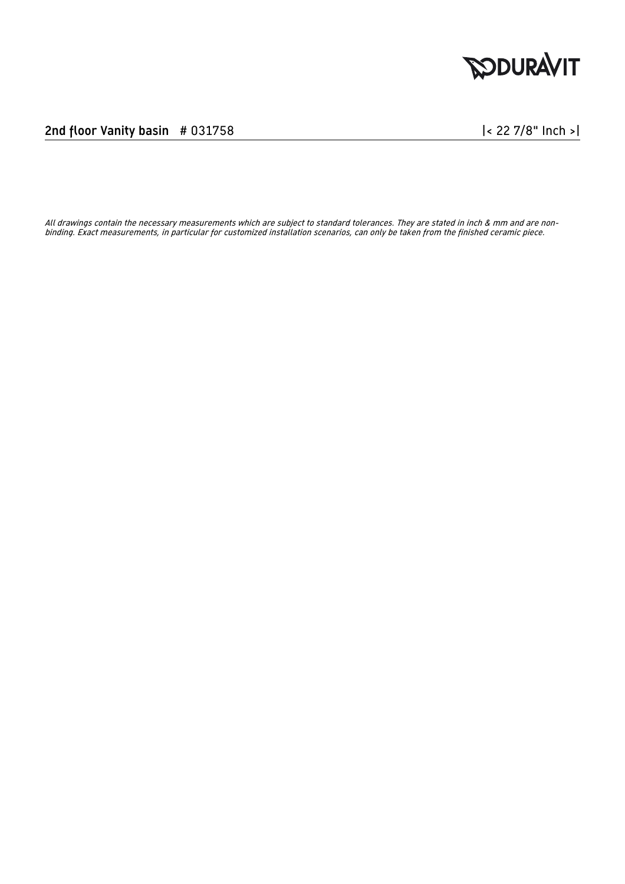*All drawings contain the necessary measurements which are subject to standard tolerances. They are stated in inch & mm and are non-binding. Exact measurements, in particular for customized installation scenarios, can only be taken from the finished ceramic piece.*